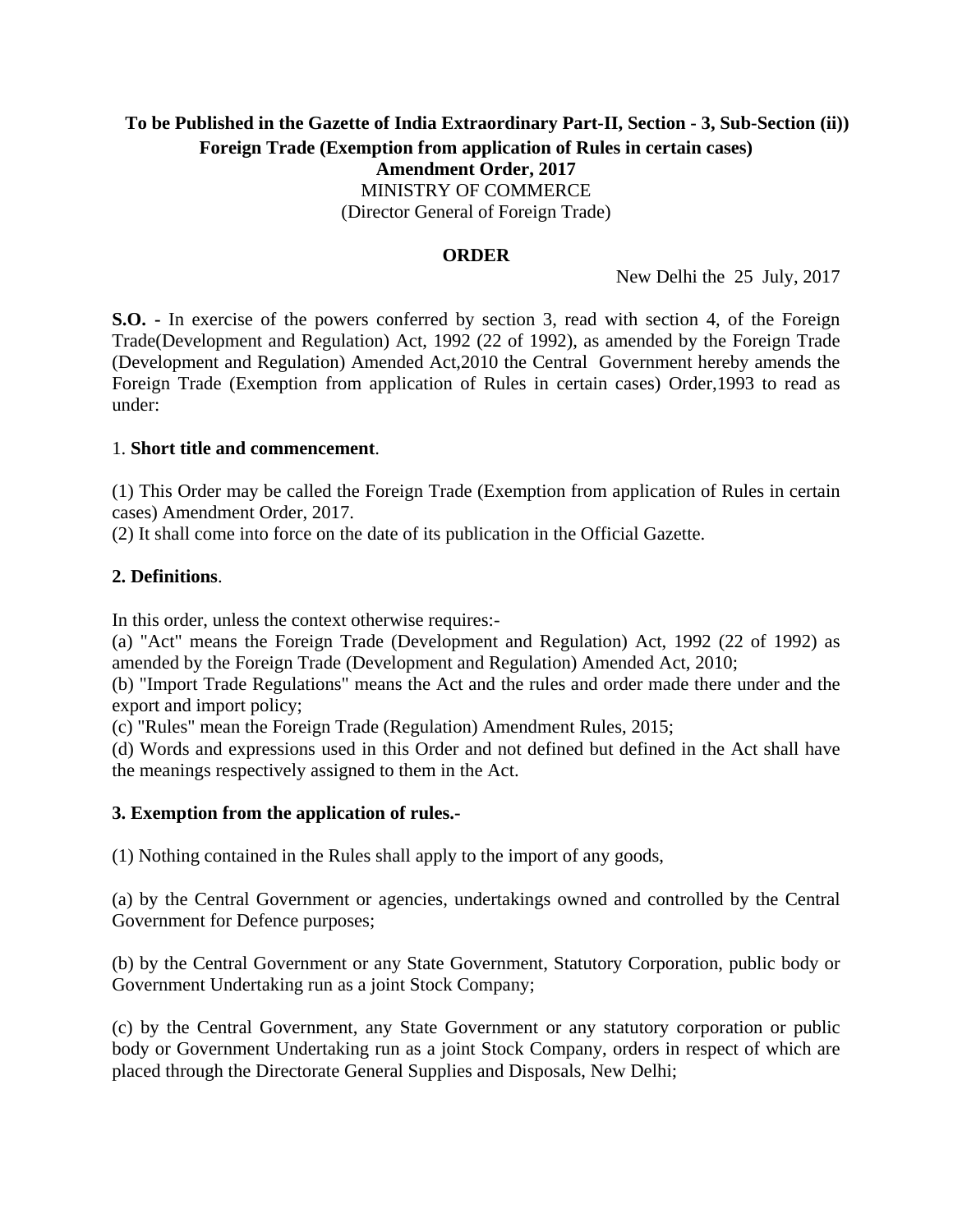**To be Published in the Gazette of India Extraordinary Part-II, Section - 3, Sub-Section (ii))**

**Foreign Trade (Exemption from application of Rules in certain cases)**

**Amendment Order, 2017**

MINISTRY OF COMMERCE

(Director General of Foreign Trade)

**ORDER**

New Delhi the 25 July, 2017

**S.O. -** In exercise of the powers conferred by section 3, read with section 4, of the Foreign Trade(Development and Regulation) Act, 1992 (22 of 1992), as amended by the Foreign Trade (Development and Regulation) Amended Act,2010 the Central Government hereby amends the Foreign Trade (Exemption from application of Rules in certain cases) Order,1993 to read as under:

1. **Short title and commencement**.

(1) This Order may be called the Foreign Trade (Exemption from application of Rules in certain cases) Amendment Order, 2017.

(2) It shall come into force on the date of its publication in the Official Gazette.

**2. Definitions**.

In this order, unless the context otherwise requires:-

(a) "Act" means the Foreign Trade (Development and Regulation) Act, 1992 (22 of 1992) as amended by the Foreign Trade (Development and Regulation) Amended Act, 2010;

(b) "Import Trade Regulations" means the Act and the rules and order made there under and the export and import policy;

(c) "Rules" mean the Foreign Trade (Regulation) Amendment Rules, 2015;

(d) Words and expressions used in this Order and not defined but defined in the Act shall have the meanings respectively assigned to them in the Act.

**3. Exemption from the application of rules.-**

(1) Nothing contained in the Rules shall apply to the import of any goods,

(a) by the Central Government or agencies, undertakings owned and controlled by the Central Government for Defence purposes;

(b) by the Central Government or any State Government, Statutory Corporation, public body or Government Undertaking run as a joint Stock Company;

(c) by the Central Government, any State Government or any statutory corporation or public body or Government Undertaking run as a joint Stock Company, orders in respect of which are placed through the Directorate General Supplies and Disposals, New Delhi;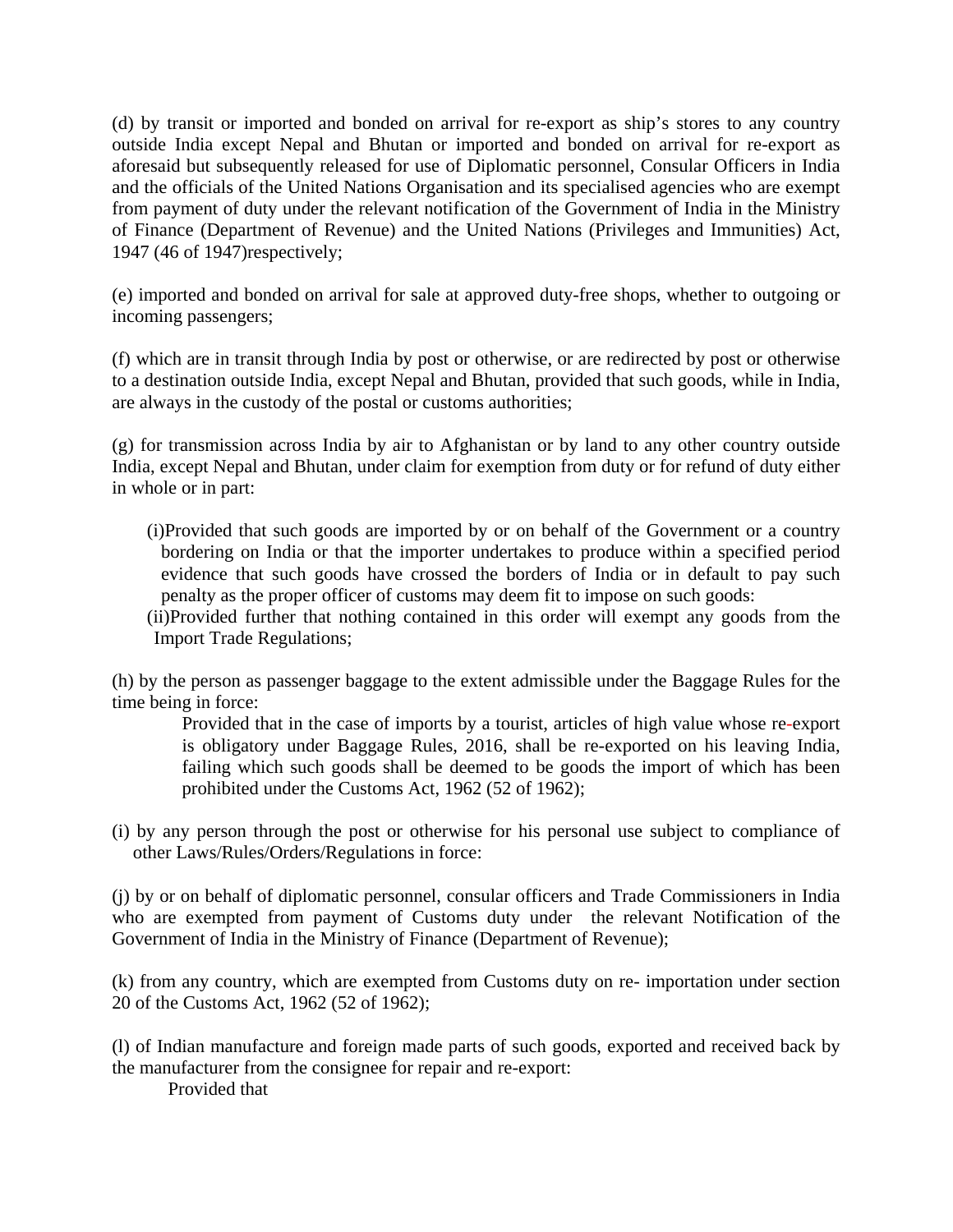(d) by transit or imported and bonded on arrival for re-export as ship's stores to any country outside India except Nepal and Bhutan or imported and bonded on arrival for re-export as aforesaid but subsequently released for use of Diplomatic personnel, Consular Officers in India and the officials of the United Nations Organisation and its specialised agencies who are exempt from payment of duty under the relevant notification of the Government of India in the Ministry of Finance (Department of Revenue) and the United Nations (Privileges and Immunities) Act, 1947 (46 of 1947)respectively;

(e) imported and bonded on arrival for sale at approved duty-free shops, whether to outgoing or incoming passengers;

(f) which are in transit through India by post or otherwise, or are redirected by post or otherwise to a destination outside India, except Nepal and Bhutan, provided that such goods, while in India, are always in the custody of the postal or customs authorities;

(g) for transmission across India by air to Afghanistan or by land to any other country outside India, except Nepal and Bhutan, under claim for exemption from duty or for refund of duty either in whole or in part:

(i)Provided that such goods are imported by or on behalf of the Government or a country bordering on India or that the importer undertakes to produce within a specified period evidence that such goods have crossed the borders of India or in default to pay such penalty as the proper officer of customs may deem fit to impose on such goods:

(ii)Provided further that nothing contained in this order will exempt any goods from the Import Trade Regulations;

(h) by the person as passenger baggage to the extent admissible under the Baggage Rules for the time being in force:

Provided that in the case of imports by a tourist, articles of high value whose re-export is obligatory under Baggage Rules, 2016, shall be re-exported on his leaving India, failing which such goods shall be deemed to be goods the import of which has been prohibited under the Customs Act, 1962 (52 of 1962);

(i) by any person through the post or otherwise for his personal use subject to compliance of other Laws/Rules/Orders/Regulations in force:

(j) by or on behalf of diplomatic personnel, consular officers and Trade Commissioners in India who are exempted from payment of Customs duty under the relevant Notification of the Government of India in the Ministry of Finance (Department of Revenue);

(k) from any country, which are exempted from Customs duty on re- importation under section 20 of the Customs Act, 1962 (52 of 1962);

(l) of Indian manufacture and foreign made parts of such goods, exported and received back by the manufacturer from the consignee for repair and re-export:

Provided that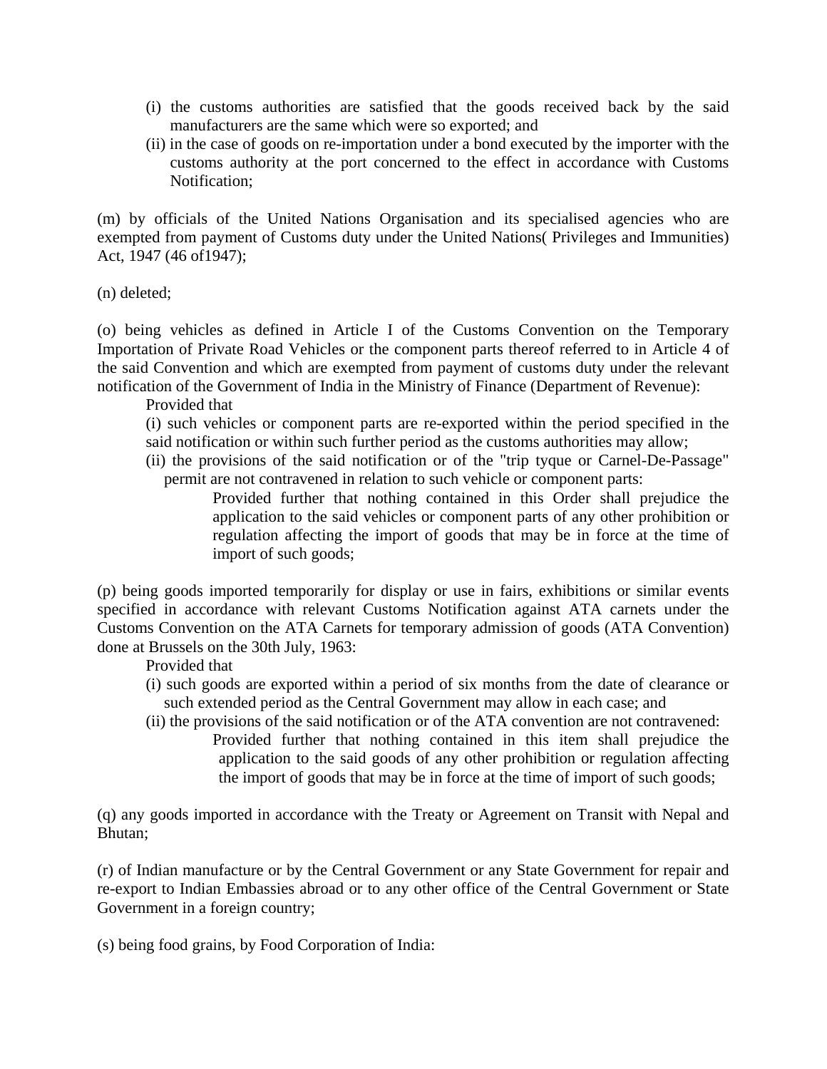(i) the customs authorities are satisfied that the goods received back by the said manufacturers are the same which were so exported; and

(ii) in the case of goods on re-importation under a bond executed by the importer with the customs authority at the port concerned to the effect in accordance with Customs Notification;

(m) by officials of the United Nations Organisation and its specialised agencies who are exempted from payment of Customs duty under the United Nations( Privileges and Immunities) Act, 1947 (46 of1947);

(n) deleted;

(o) being vehicles as defined in Article I of the Customs Convention on the Temporary Importation of Private Road Vehicles or the component parts thereof referred to in Article 4 of the said Convention and which are exempted from payment of customs duty under the relevant notification of the Government of India in the Ministry of Finance (Department of Revenue):

Provided that

(i) such vehicles or component parts are re-exported within the period specified in the said notification or within such further period as the customs authorities may allow;

(ii) the provisions of the said notification or of the "trip tyque or Carnel-De-Passage" permit are not contravened in relation to such vehicle or component parts:

> Provided further that nothing contained in this Order shall prejudice the application to the said vehicles or component parts of any other prohibition or regulation affecting the import of goods that may be in force at the time of import of such goods;

(p) being goods imported temporarily for display or use in fairs, exhibitions or similar events specified in accordance with relevant Customs Notification against ATA carnets under the Customs Convention on the ATA Carnets for temporary admission of goods (ATA Convention) done at Brussels on the 30th July, 1963:

Provided that

(i) such goods are exported within a period of six months from the date of clearance or such extended period as the Central Government may allow in each case; and

(ii) the provisions of the said notification or of the ATA convention are not contravened:

> Provided further that nothing contained in this item shall prejudice the application to the said goods of any other prohibition or regulation affecting the import of goods that may be in force at the time of import of such goods;

(q) any goods imported in accordance with the Treaty or Agreement on Transit with Nepal and Bhutan;

(r) of Indian manufacture or by the Central Government or any State Government for repair and re-export to Indian Embassies abroad or to any other office of the Central Government or State Government in a foreign country;

(s) being food grains, by Food Corporation of India: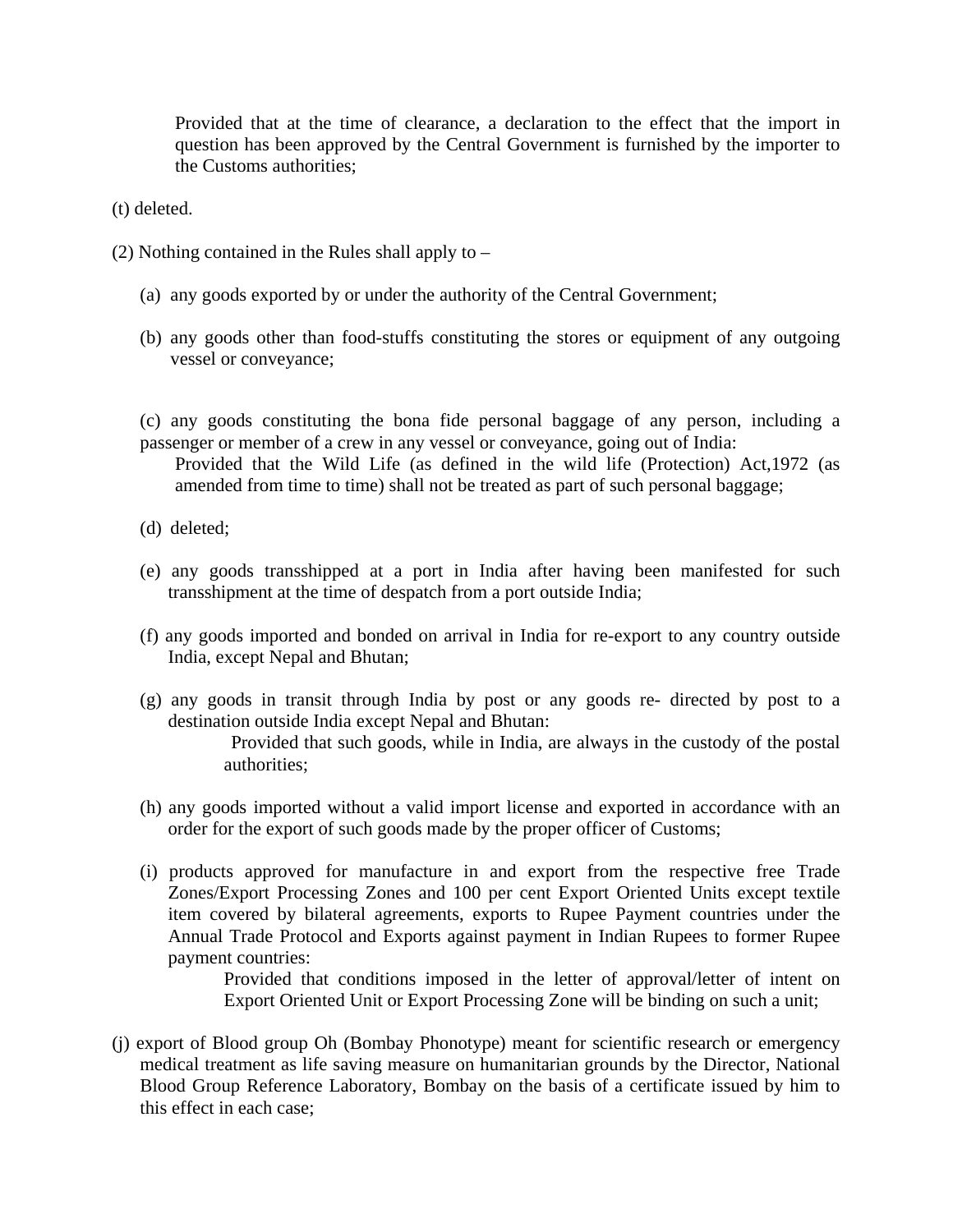Provided that at the time of clearance, a declaration to the effect that the import in question has been approved by the Central Government is furnished by the importer to the Customs authorities;

(t) deleted.

(2) Nothing contained in the Rules shall apply to –

(a) any goods exported by or under the authority of the Central Government;

(b) any goods other than food-stuffs constituting the stores or equipment of any outgoing vessel or conveyance;

(c) any goods constituting the bona fide personal baggage of any person, including a passenger or member of a crew in any vessel or conveyance, going out of India:

Provided that the Wild Life (as defined in the wild life (Protection) Act,1972 (as amended from time to time) shall not be treated as part of such personal baggage;

(d) deleted;

(e) any goods transshipped at a port in India after having been manifested for such transshipment at the time of despatch from a port outside India;

(f) any goods imported and bonded on arrival in India for re-export to any country outside India, except Nepal and Bhutan;

(g) any goods in transit through India by post or any goods re- directed by post to a destination outside India except Nepal and Bhutan:

Provided that such goods, while in India, are always in the custody of the postal authorities;

(h) any goods imported without a valid import license and exported in accordance with an order for the export of such goods made by the proper officer of Customs;

(i) products approved for manufacture in and export from the respective free Trade Zones/Export Processing Zones and 100 per cent Export Oriented Units except textile item covered by bilateral agreements, exports to Rupee Payment countries under the Annual Trade Protocol and Exports against payment in Indian Rupees to former Rupee payment countries:

Provided that conditions imposed in the letter of approval/letter of intent on Export Oriented Unit or Export Processing Zone will be binding on such a unit;

(j) export of Blood group Oh (Bombay Phonotype) meant for scientific research or emergency medical treatment as life saving measure on humanitarian grounds by the Director, National Blood Group Reference Laboratory, Bombay on the basis of a certificate issued by him to this effect in each case;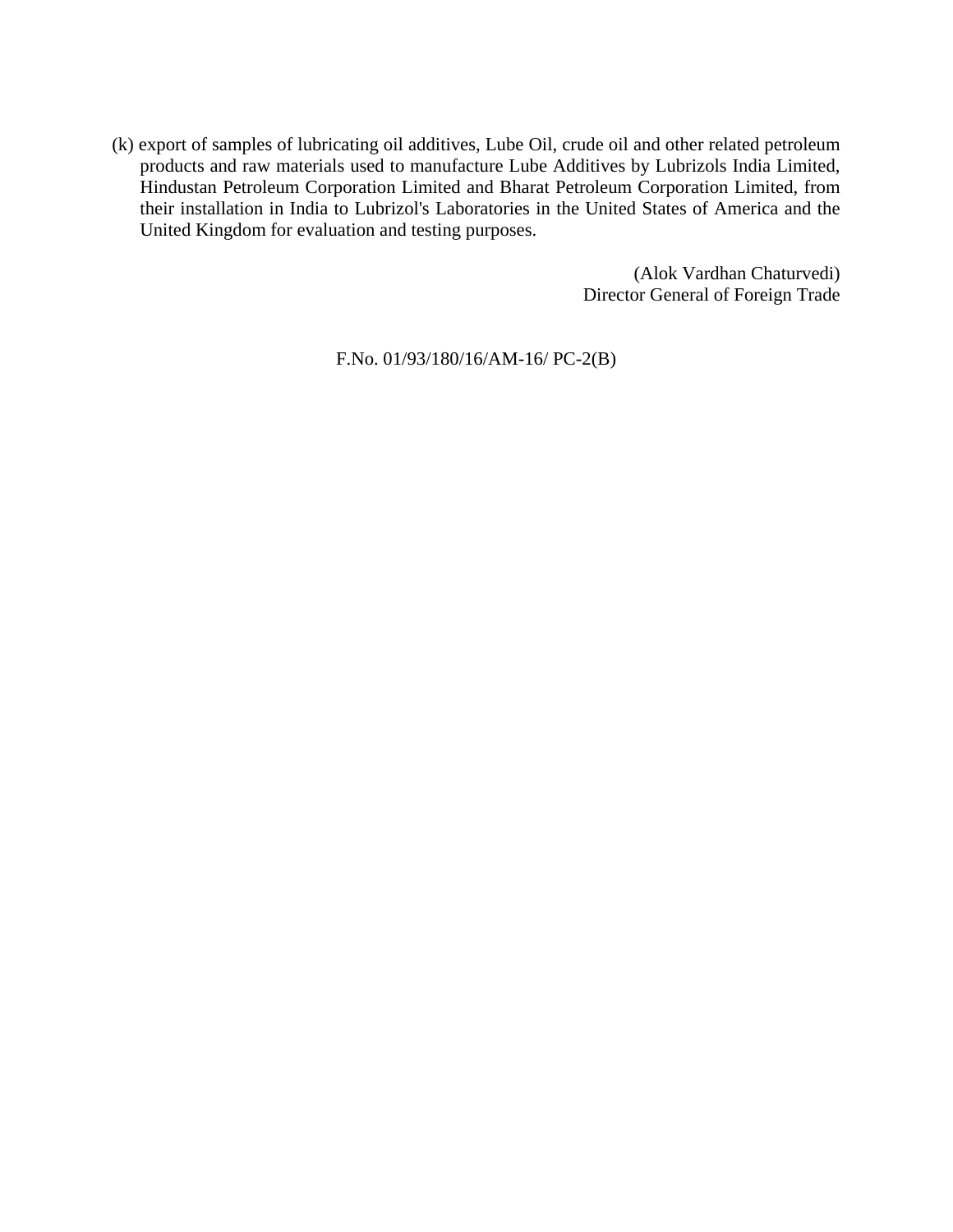(k) export of samples of lubricating oil additives, Lube Oil, crude oil and other related petroleum products and raw materials used to manufacture Lube Additives by Lubrizols India Limited, Hindustan Petroleum Corporation Limited and Bharat Petroleum Corporation Limited, from their installation in India to Lubrizol's Laboratories in the United States of America and the United Kingdom for evaluation and testing purposes.

(Alok Vardhan Chaturvedi)
Director General of Foreign Trade

F.No. 01/93/180/16/AM-16/ PC-2(B)